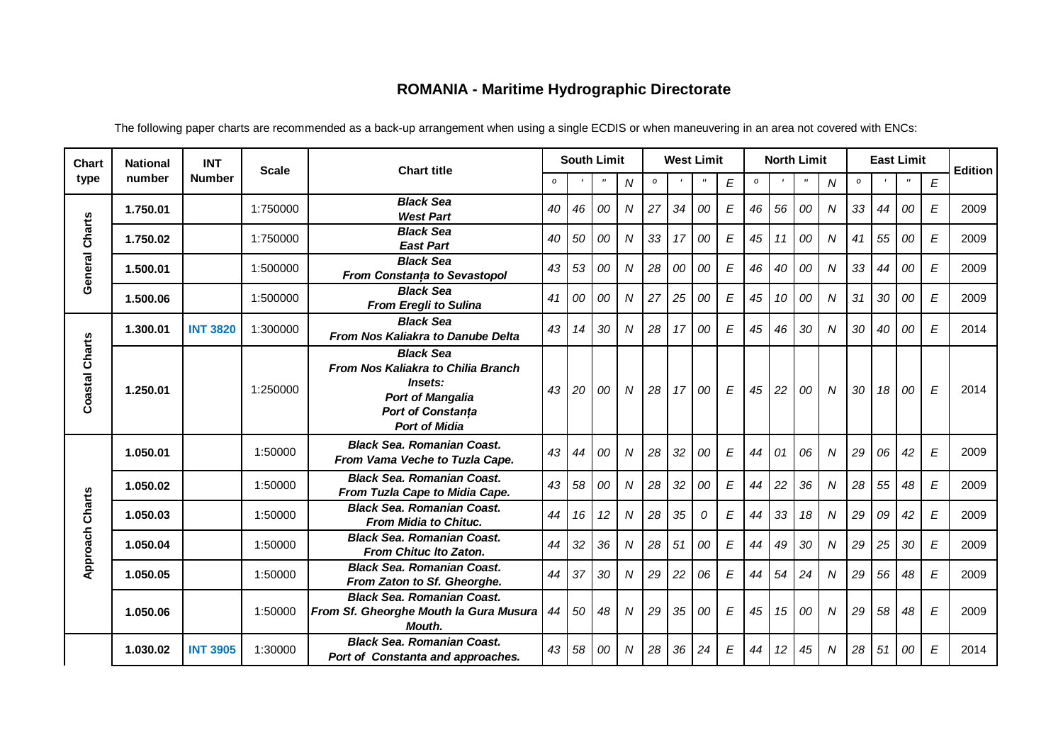# ROMANIA - Maritime Hydrographic Directorate

The following paper charts are recommended as a back-up arrangement when using a single ECDIS or when maneuvering in an area not covered with ENCs:

| Chart type | National number | INT Number | Scale | Chart title | South Limit | | | | West Limit | | | | North Limit | | | | East Limit | | | | Edition |
|---|---|---|---|---|---|---|---|---|---|---|---|---|---|---|---|---|---|---|---|---|---|
| | | | | | o | ' | " | N | o | ' | " | E | o | ' | " | N | o | ' | " | E | |
| General Charts | 1.750.01 | | 1:750000 | ***Black Sea West Part*** | 40 | 46 | 00 | N | 27 | 34 | 00 | E | 46 | 56 | 00 | N | 33 | 44 | 00 | E | 2009 |
| | 1.750.02 | | 1:750000 | ***Black Sea East Part*** | 40 | 50 | 00 | N | 33 | 17 | 00 | E | 45 | 11 | 00 | N | 41 | 55 | 00 | E | 2009 |
| | 1.500.01 | | 1:500000 | ***Black Sea From Constanța to Sevastopol*** | 43 | 53 | 00 | N | 28 | 00 | 00 | E | 46 | 40 | 00 | N | 33 | 44 | 00 | E | 2009 |
| | 1.500.06 | | 1:500000 | ***Black Sea From Eregli to Sulina*** | 41 | 00 | 00 | N | 27 | 25 | 00 | E | 45 | 10 | 00 | N | 31 | 30 | 00 | E | 2009 |
| Coastal Charts | 1.300.01 | INT 3820 | 1:300000 | ***Black Sea From Nos Kaliakra to Danube Delta*** | 43 | 14 | 30 | N | 28 | 17 | 00 | E | 45 | 46 | 30 | N | 30 | 40 | 00 | E | 2014 |
| | 1.250.01 | | 1:250000 | ***Black Sea From Nos Kaliakra to Chilia Branch Insets: Port of Mangalia Port of Constanța Port of Midia*** | 43 | 20 | 00 | N | 28 | 17 | 00 | E | 45 | 22 | 00 | N | 30 | 18 | 00 | E | 2014 |
| Approach Charts | 1.050.01 | | 1:50000 | ***Black Sea. Romanian Coast. From Vama Veche to Tuzla Cape.*** | 43 | 44 | 00 | N | 28 | 32 | 00 | E | 44 | 01 | 06 | N | 29 | 06 | 42 | E | 2009 |
| | 1.050.02 | | 1:50000 | ***Black Sea. Romanian Coast. From Tuzla Cape to Midia Cape.*** | 43 | 58 | 00 | N | 28 | 32 | 00 | E | 44 | 22 | 36 | N | 28 | 55 | 48 | E | 2009 |
| | 1.050.03 | | 1:50000 | ***Black Sea. Romanian Coast. From Midia to Chituc.*** | 44 | 16 | 12 | N | 28 | 35 | 0 | E | 44 | 33 | 18 | N | 29 | 09 | 42 | E | 2009 |
| | 1.050.04 | | 1:50000 | ***Black Sea. Romanian Coast. From Chituc Ito Zaton.*** | 44 | 32 | 36 | N | 28 | 51 | 00 | E | 44 | 49 | 30 | N | 29 | 25 | 30 | E | 2009 |
| | 1.050.05 | | 1:50000 | ***Black Sea. Romanian Coast. From Zaton to Sf. Gheorghe.*** | 44 | 37 | 30 | N | 29 | 22 | 06 | E | 44 | 54 | 24 | N | 29 | 56 | 48 | E | 2009 |
| | 1.050.06 | | 1:50000 | ***Black Sea. Romanian Coast. From Sf. Gheorghe Mouth la Gura Musura Mouth.*** | 44 | 50 | 48 | N | 29 | 35 | 00 | E | 45 | 15 | 00 | N | 29 | 58 | 48 | E | 2009 |
| | 1.030.02 | INT 3905 | 1:30000 | ***Black Sea. Romanian Coast. Port of Constanta and approaches.*** | 43 | 58 | 00 | N | 28 | 36 | 24 | E | 44 | 12 | 45 | N | 28 | 51 | 00 | E | 2014 |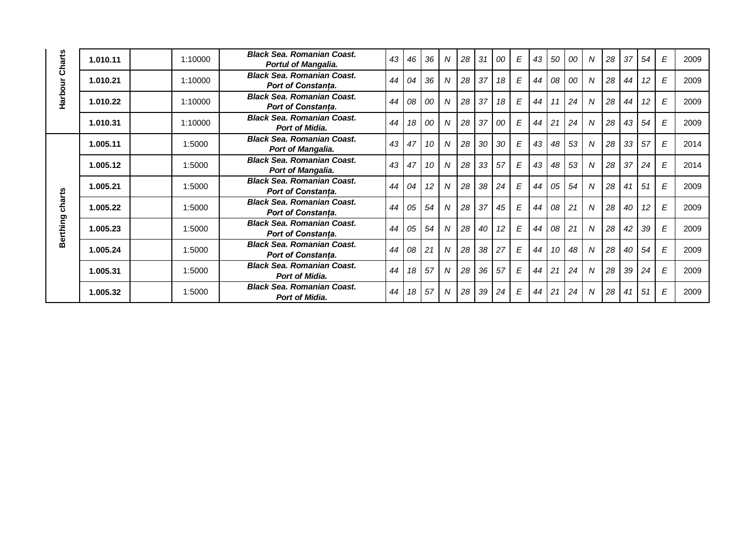| | | | | | | | | | | | | | | | | | | | | | | |
|---|---|---|---|---|---|---|---|---|---|---|---|---|---|---|---|---|---|---|---|---|---|---|
| **Harbour Charts** | **1.010.11** | | 1:10000 | ***Black Sea. Romanian Coast. Portul of Mangalia.*** | *43* | *46* | *36* | *N* | *28* | *31* | *00* | *E* | *43* | *50* | *00* | *N* | *28* | *37* | *54* | *E* | 2009 |
| | **1.010.21** | | 1:10000 | ***Black Sea. Romanian Coast. Port of Constanța.*** | *44* | *04* | *36* | *N* | *28* | *37* | *18* | *E* | *44* | *08* | *00* | *N* | *28* | *44* | *12* | *E* | 2009 |
| | **1.010.22** | | 1:10000 | ***Black Sea. Romanian Coast. Port of Constanța.*** | *44* | *08* | *00* | *N* | *28* | *37* | *18* | *E* | *44* | *11* | *24* | *N* | *28* | *44* | *12* | *E* | 2009 |
| | **1.010.31** | | 1:10000 | ***Black Sea. Romanian Coast. Port of Midia.*** | *44* | *18* | *00* | *N* | *28* | *37* | *00* | *E* | *44* | *21* | *24* | *N* | *28* | *43* | *54* | *E* | 2009 |
| **Berthing charts** | **1.005.11** | | 1:5000 | ***Black Sea. Romanian Coast. Port of Mangalia.*** | *43* | *47* | *10* | *N* | *28* | *30* | *30* | *E* | *43* | *48* | *53* | *N* | *28* | *33* | *57* | *E* | 2014 |
| | **1.005.12** | | 1:5000 | ***Black Sea. Romanian Coast. Port of Mangalia.*** | *43* | *47* | *10* | *N* | *28* | *33* | *57* | *E* | *43* | *48* | *53* | *N* | *28* | *37* | *24* | *E* | 2014 |
| | **1.005.21** | | 1:5000 | ***Black Sea. Romanian Coast. Port of Constanța.*** | *44* | *04* | *12* | *N* | *28* | *38* | *24* | *E* | *44* | *05* | *54* | *N* | *28* | *41* | *51* | *E* | 2009 |
| | **1.005.22** | | 1:5000 | ***Black Sea. Romanian Coast. Port of Constanța.*** | *44* | *05* | *54* | *N* | *28* | *37* | *45* | *E* | *44* | *08* | *21* | *N* | *28* | *40* | *12* | *E* | 2009 |
| | **1.005.23** | | 1:5000 | ***Black Sea. Romanian Coast. Port of Constanța.*** | *44* | *05* | *54* | *N* | *28* | *40* | *12* | *E* | *44* | *08* | *21* | *N* | *28* | *42* | *39* | *E* | 2009 |
| | **1.005.24** | | 1:5000 | ***Black Sea. Romanian Coast. Port of Constanța.*** | *44* | *08* | *21* | *N* | *28* | *38* | *27* | *E* | *44* | *10* | *48* | *N* | *28* | *40* | *54* | *E* | 2009 |
| | **1.005.31** | | 1:5000 | ***Black Sea. Romanian Coast. Port of Midia.*** | *44* | *18* | *57* | *N* | *28* | *36* | *57* | *E* | *44* | *21* | *24* | *N* | *28* | *39* | *24* | *E* | 2009 |
| | **1.005.32** | | 1:5000 | ***Black Sea. Romanian Coast. Port of Midia.*** | *44* | *18* | *57* | *N* | *28* | *39* | *24* | *E* | *44* | *21* | *24* | *N* | *28* | *41* | *51* | *E* | 2009 |